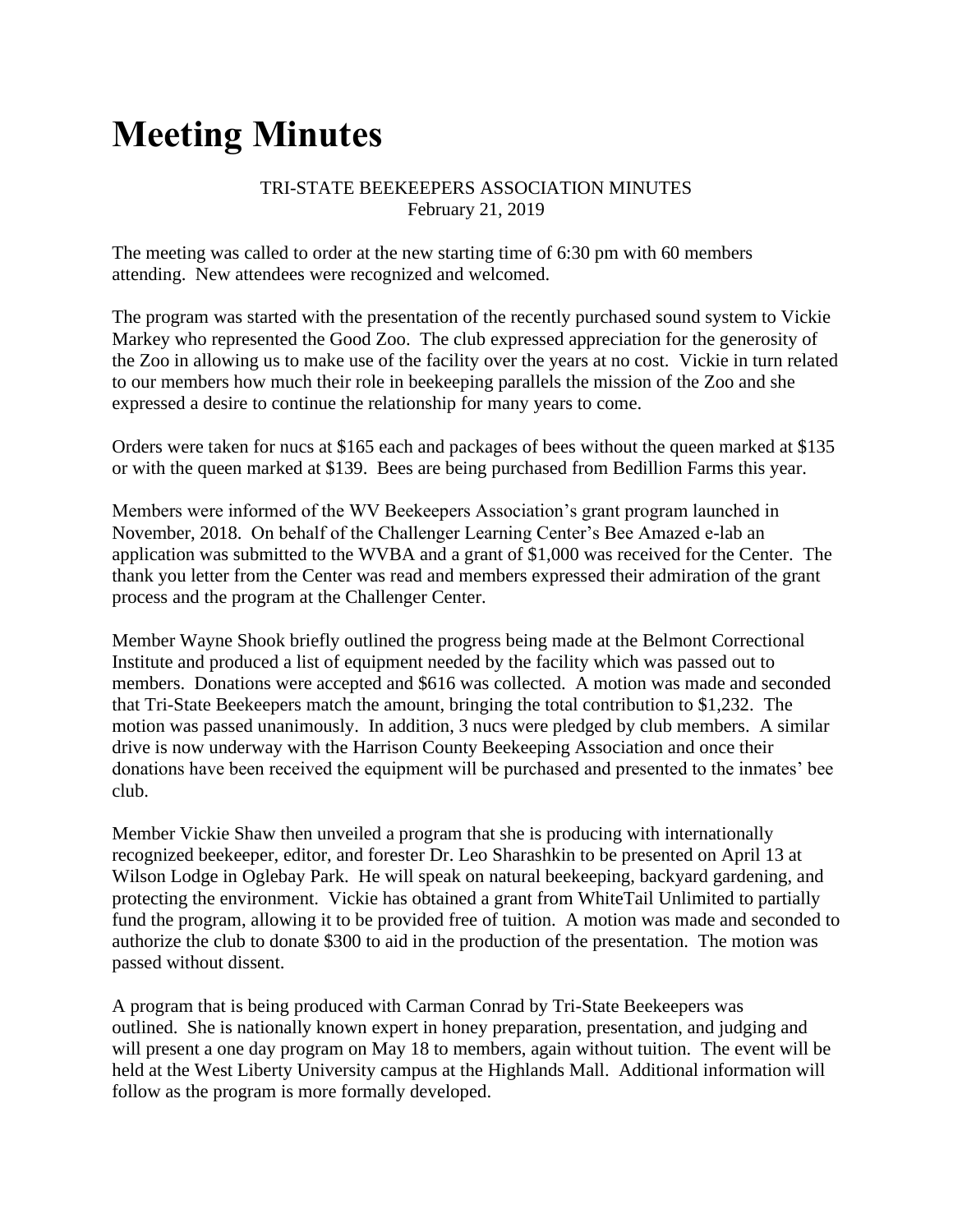# Meeting Minutes

TRI-STATE BEEKEEPERS ASSOCIATION MINUTES
February 21, 2019

The meeting was called to order at the new starting time of 6:30 pm with 60 members attending. New attendees were recognized and welcomed.

The program was started with the presentation of the recently purchased sound system to Vickie Markey who represented the Good Zoo. The club expressed appreciation for the generosity of the Zoo in allowing us to make use of the facility over the years at no cost. Vickie in turn related to our members how much their role in beekeeping parallels the mission of the Zoo and she expressed a desire to continue the relationship for many years to come.

Orders were taken for nucs at $165 each and packages of bees without the queen marked at $135 or with the queen marked at $139. Bees are being purchased from Bedillion Farms this year.

Members were informed of the WV Beekeepers Association's grant program launched in November, 2018. On behalf of the Challenger Learning Center's Bee Amazed e-lab an application was submitted to the WVBA and a grant of $1,000 was received for the Center. The thank you letter from the Center was read and members expressed their admiration of the grant process and the program at the Challenger Center.

Member Wayne Shook briefly outlined the progress being made at the Belmont Correctional Institute and produced a list of equipment needed by the facility which was passed out to members. Donations were accepted and $616 was collected. A motion was made and seconded that Tri-State Beekeepers match the amount, bringing the total contribution to $1,232. The motion was passed unanimously. In addition, 3 nucs were pledged by club members. A similar drive is now underway with the Harrison County Beekeeping Association and once their donations have been received the equipment will be purchased and presented to the inmates' bee club.

Member Vickie Shaw then unveiled a program that she is producing with internationally recognized beekeeper, editor, and forester Dr. Leo Sharashkin to be presented on April 13 at Wilson Lodge in Oglebay Park. He will speak on natural beekeeping, backyard gardening, and protecting the environment. Vickie has obtained a grant from WhiteTail Unlimited to partially fund the program, allowing it to be provided free of tuition. A motion was made and seconded to authorize the club to donate $300 to aid in the production of the presentation. The motion was passed without dissent.

A program that is being produced with Carman Conrad by Tri-State Beekeepers was outlined. She is nationally known expert in honey preparation, presentation, and judging and will present a one day program on May 18 to members, again without tuition. The event will be held at the West Liberty University campus at the Highlands Mall. Additional information will follow as the program is more formally developed.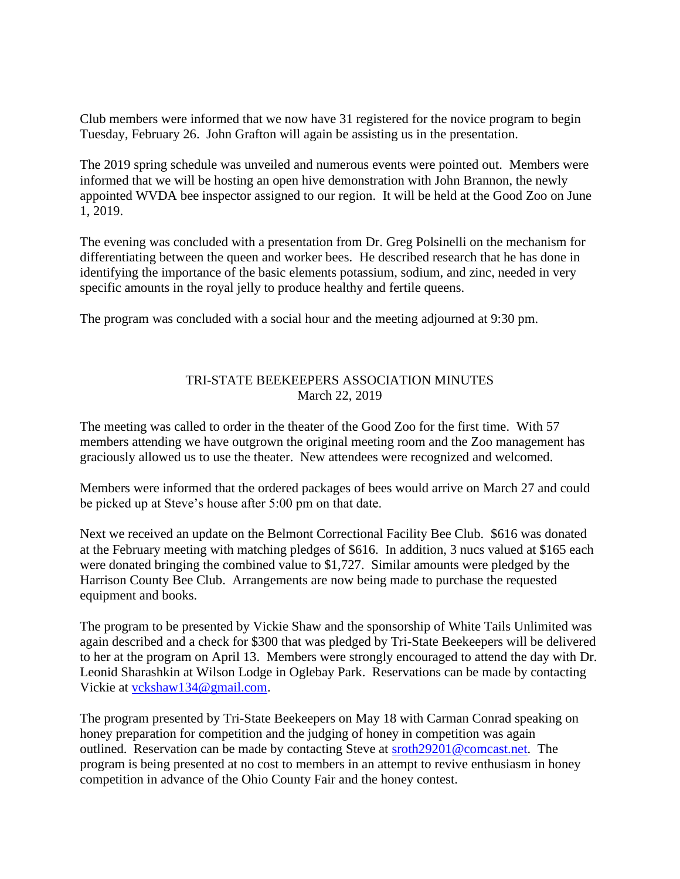Club members were informed that we now have 31 registered for the novice program to begin Tuesday, February 26. John Grafton will again be assisting us in the presentation.

The 2019 spring schedule was unveiled and numerous events were pointed out. Members were informed that we will be hosting an open hive demonstration with John Brannon, the newly appointed WVDA bee inspector assigned to our region. It will be held at the Good Zoo on June 1, 2019.

The evening was concluded with a presentation from Dr. Greg Polsinelli on the mechanism for differentiating between the queen and worker bees. He described research that he has done in identifying the importance of the basic elements potassium, sodium, and zinc, needed in very specific amounts in the royal jelly to produce healthy and fertile queens.

The program was concluded with a social hour and the meeting adjourned at 9:30 pm.

## TRI-STATE BEEKEEPERS ASSOCIATION MINUTES
March 22, 2019

The meeting was called to order in the theater of the Good Zoo for the first time. With 57 members attending we have outgrown the original meeting room and the Zoo management has graciously allowed us to use the theater. New attendees were recognized and welcomed.

Members were informed that the ordered packages of bees would arrive on March 27 and could be picked up at Steve's house after 5:00 pm on that date.

Next we received an update on the Belmont Correctional Facility Bee Club. $616 was donated at the February meeting with matching pledges of $616. In addition, 3 nucs valued at $165 each were donated bringing the combined value to $1,727. Similar amounts were pledged by the Harrison County Bee Club. Arrangements are now being made to purchase the requested equipment and books.

The program to be presented by Vickie Shaw and the sponsorship of White Tails Unlimited was again described and a check for $300 that was pledged by Tri-State Beekeepers will be delivered to her at the program on April 13. Members were strongly encouraged to attend the day with Dr. Leonid Sharashkin at Wilson Lodge in Oglebay Park. Reservations can be made by contacting Vickie at vckshaw134@gmail.com.

The program presented by Tri-State Beekeepers on May 18 with Carman Conrad speaking on honey preparation for competition and the judging of honey in competition was again outlined. Reservation can be made by contacting Steve at sroth29201@comcast.net. The program is being presented at no cost to members in an attempt to revive enthusiasm in honey competition in advance of the Ohio County Fair and the honey contest.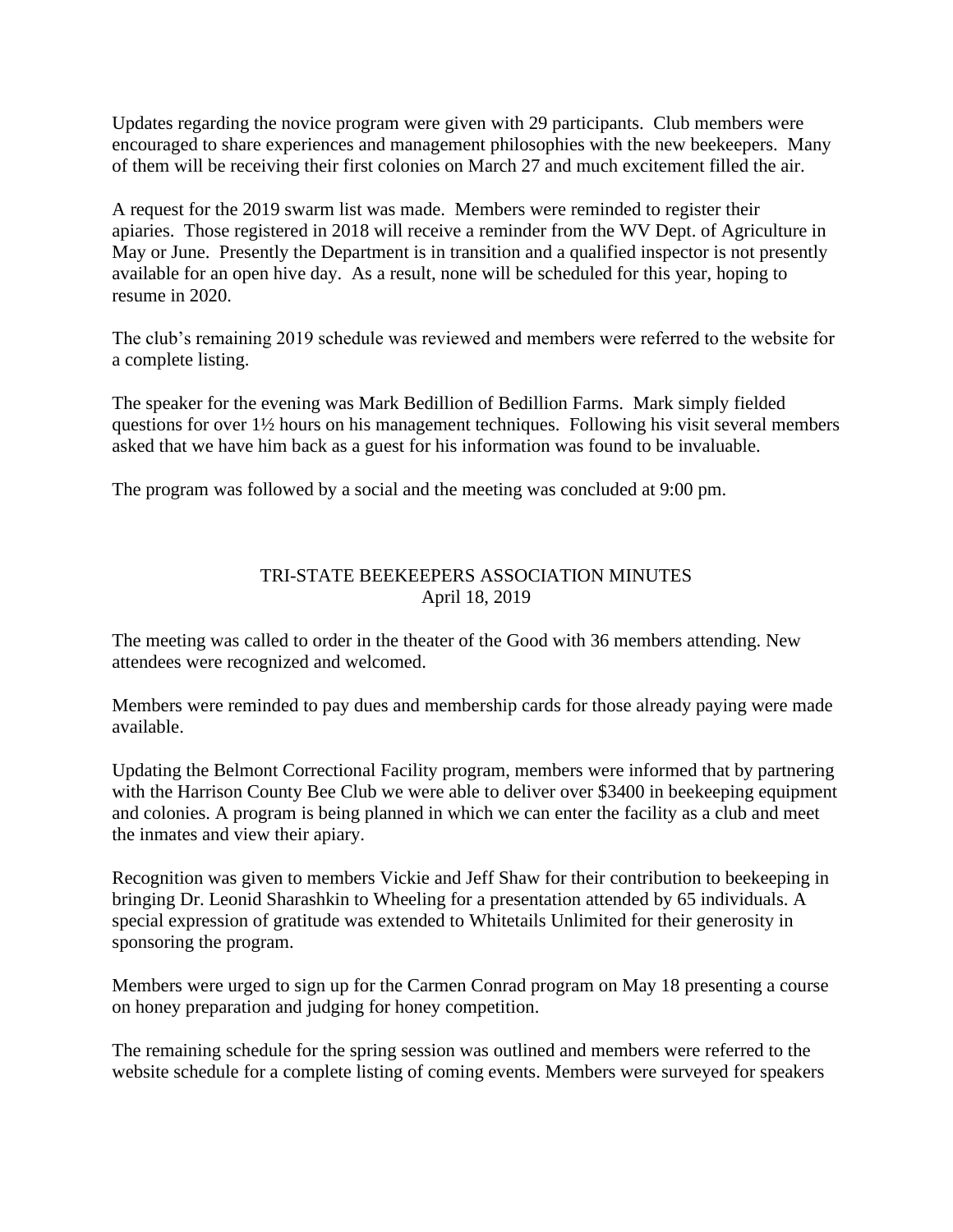Updates regarding the novice program were given with 29 participants. Club members were encouraged to share experiences and management philosophies with the new beekeepers. Many of them will be receiving their first colonies on March 27 and much excitement filled the air.

A request for the 2019 swarm list was made. Members were reminded to register their apiaries. Those registered in 2018 will receive a reminder from the WV Dept. of Agriculture in May or June. Presently the Department is in transition and a qualified inspector is not presently available for an open hive day. As a result, none will be scheduled for this year, hoping to resume in 2020.

The club's remaining 2019 schedule was reviewed and members were referred to the website for a complete listing.

The speaker for the evening was Mark Bedillion of Bedillion Farms. Mark simply fielded questions for over 1½ hours on his management techniques. Following his visit several members asked that we have him back as a guest for his information was found to be invaluable.

The program was followed by a social and the meeting was concluded at 9:00 pm.

## TRI-STATE BEEKEEPERS ASSOCIATION MINUTES
April 18, 2019

The meeting was called to order in the theater of the Good with 36 members attending. New attendees were recognized and welcomed.

Members were reminded to pay dues and membership cards for those already paying were made available.

Updating the Belmont Correctional Facility program, members were informed that by partnering with the Harrison County Bee Club we were able to deliver over $3400 in beekeeping equipment and colonies. A program is being planned in which we can enter the facility as a club and meet the inmates and view their apiary.

Recognition was given to members Vickie and Jeff Shaw for their contribution to beekeeping in bringing Dr. Leonid Sharashkin to Wheeling for a presentation attended by 65 individuals. A special expression of gratitude was extended to Whitetails Unlimited for their generosity in sponsoring the program.

Members were urged to sign up for the Carmen Conrad program on May 18 presenting a course on honey preparation and judging for honey competition.

The remaining schedule for the spring session was outlined and members were referred to the website schedule for a complete listing of coming events. Members were surveyed for speakers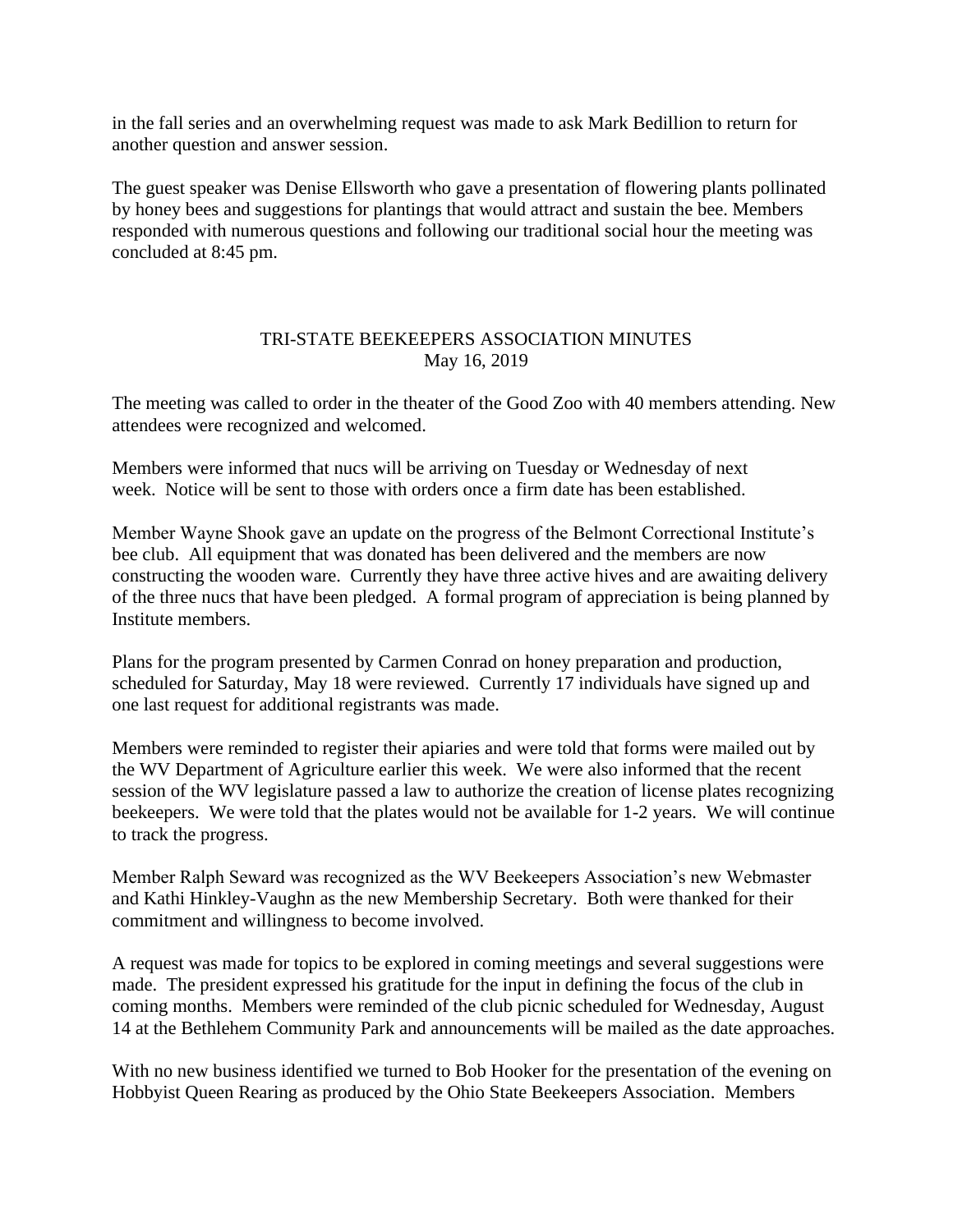in the fall series and an overwhelming request was made to ask Mark Bedillion to return for another question and answer session.

The guest speaker was Denise Ellsworth who gave a presentation of flowering plants pollinated by honey bees and suggestions for plantings that would attract and sustain the bee. Members responded with numerous questions and following our traditional social hour the meeting was concluded at 8:45 pm.

## TRI-STATE BEEKEEPERS ASSOCIATION MINUTES
May 16, 2019

The meeting was called to order in the theater of the Good Zoo with 40 members attending. New attendees were recognized and welcomed.

Members were informed that nucs will be arriving on Tuesday or Wednesday of next week. Notice will be sent to those with orders once a firm date has been established.

Member Wayne Shook gave an update on the progress of the Belmont Correctional Institute's bee club. All equipment that was donated has been delivered and the members are now constructing the wooden ware. Currently they have three active hives and are awaiting delivery of the three nucs that have been pledged. A formal program of appreciation is being planned by Institute members.

Plans for the program presented by Carmen Conrad on honey preparation and production, scheduled for Saturday, May 18 were reviewed. Currently 17 individuals have signed up and one last request for additional registrants was made.

Members were reminded to register their apiaries and were told that forms were mailed out by the WV Department of Agriculture earlier this week. We were also informed that the recent session of the WV legislature passed a law to authorize the creation of license plates recognizing beekeepers. We were told that the plates would not be available for 1-2 years. We will continue to track the progress.

Member Ralph Seward was recognized as the WV Beekeepers Association's new Webmaster and Kathi Hinkley-Vaughn as the new Membership Secretary. Both were thanked for their commitment and willingness to become involved.

A request was made for topics to be explored in coming meetings and several suggestions were made. The president expressed his gratitude for the input in defining the focus of the club in coming months. Members were reminded of the club picnic scheduled for Wednesday, August 14 at the Bethlehem Community Park and announcements will be mailed as the date approaches.

With no new business identified we turned to Bob Hooker for the presentation of the evening on Hobbyist Queen Rearing as produced by the Ohio State Beekeepers Association. Members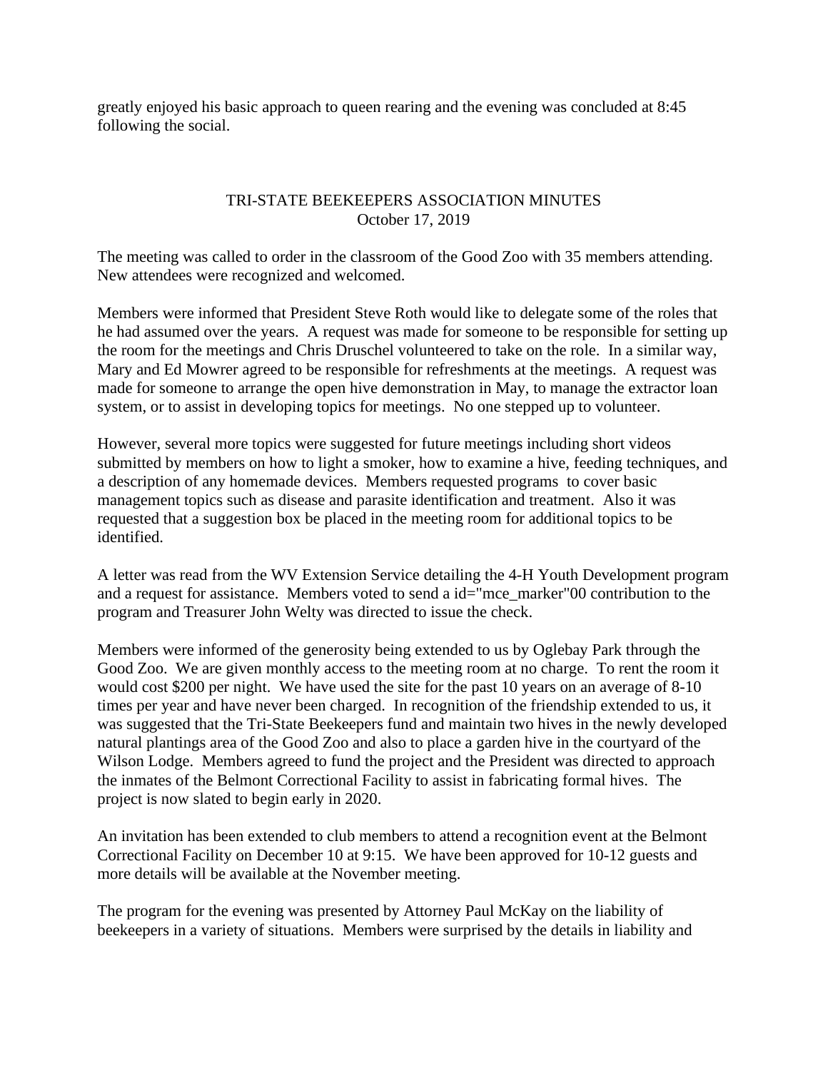greatly enjoyed his basic approach to queen rearing and the evening was concluded at 8:45 following the social.

## TRI-STATE BEEKEEPERS ASSOCIATION MINUTES
October 17, 2019

The meeting was called to order in the classroom of the Good Zoo with 35 members attending. New attendees were recognized and welcomed.

Members were informed that President Steve Roth would like to delegate some of the roles that he had assumed over the years. A request was made for someone to be responsible for setting up the room for the meetings and Chris Druschel volunteered to take on the role. In a similar way, Mary and Ed Mowrer agreed to be responsible for refreshments at the meetings. A request was made for someone to arrange the open hive demonstration in May, to manage the extractor loan system, or to assist in developing topics for meetings. No one stepped up to volunteer.

However, several more topics were suggested for future meetings including short videos submitted by members on how to light a smoker, how to examine a hive, feeding techniques, and a description of any homemade devices. Members requested programs to cover basic management topics such as disease and parasite identification and treatment. Also it was requested that a suggestion box be placed in the meeting room for additional topics to be identified.

A letter was read from the WV Extension Service detailing the 4-H Youth Development program and a request for assistance. Members voted to send a id="mce_marker"00 contribution to the program and Treasurer John Welty was directed to issue the check.

Members were informed of the generosity being extended to us by Oglebay Park through the Good Zoo. We are given monthly access to the meeting room at no charge. To rent the room it would cost $200 per night. We have used the site for the past 10 years on an average of 8-10 times per year and have never been charged. In recognition of the friendship extended to us, it was suggested that the Tri-State Beekeepers fund and maintain two hives in the newly developed natural plantings area of the Good Zoo and also to place a garden hive in the courtyard of the Wilson Lodge. Members agreed to fund the project and the President was directed to approach the inmates of the Belmont Correctional Facility to assist in fabricating formal hives. The project is now slated to begin early in 2020.

An invitation has been extended to club members to attend a recognition event at the Belmont Correctional Facility on December 10 at 9:15. We have been approved for 10-12 guests and more details will be available at the November meeting.

The program for the evening was presented by Attorney Paul McKay on the liability of beekeepers in a variety of situations. Members were surprised by the details in liability and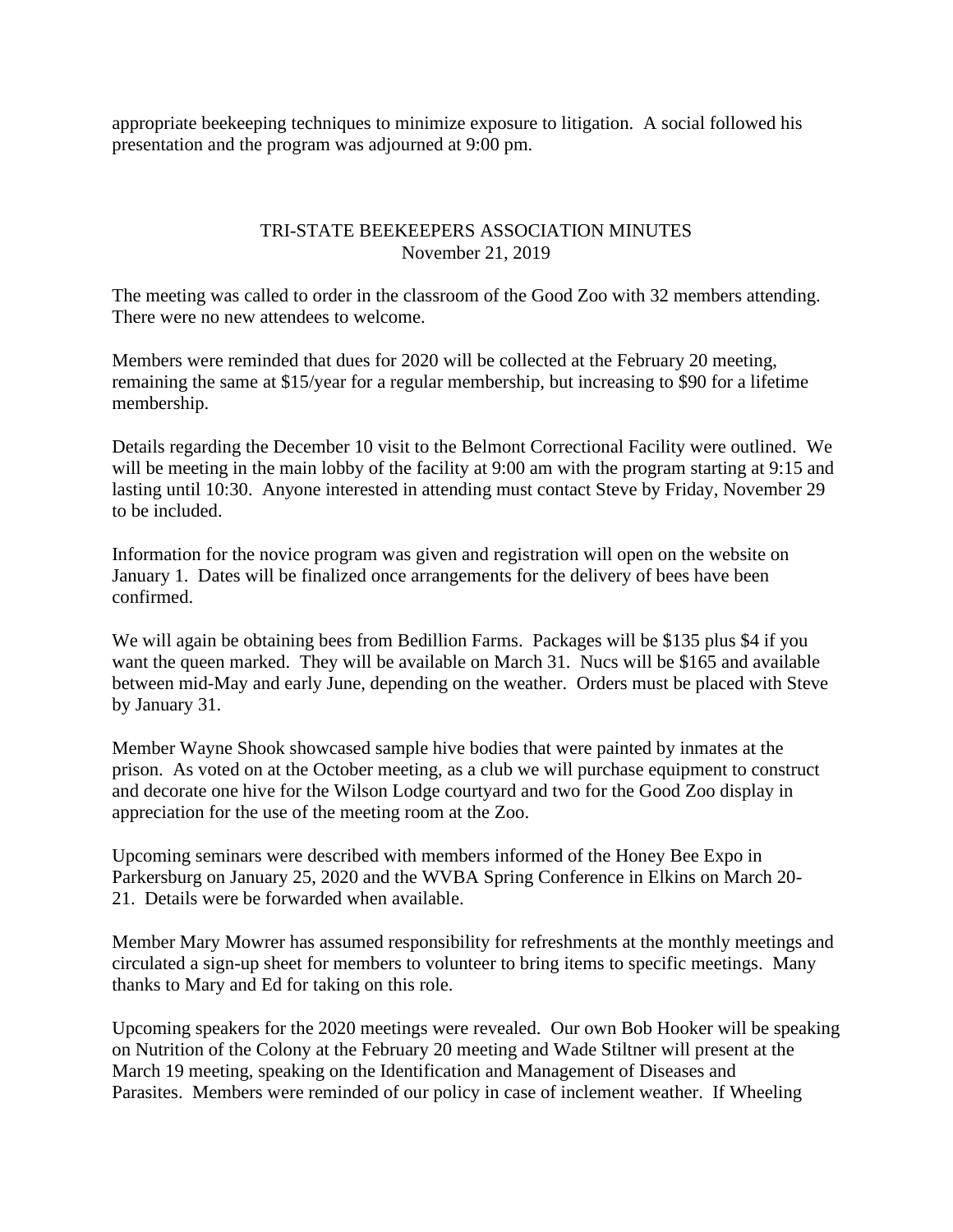appropriate beekeeping techniques to minimize exposure to litigation. A social followed his presentation and the program was adjourned at 9:00 pm.

## TRI-STATE BEEKEEPERS ASSOCIATION MINUTES
### November 21, 2019

The meeting was called to order in the classroom of the Good Zoo with 32 members attending. There were no new attendees to welcome.

Members were reminded that dues for 2020 will be collected at the February 20 meeting, remaining the same at $15/year for a regular membership, but increasing to $90 for a lifetime membership.

Details regarding the December 10 visit to the Belmont Correctional Facility were outlined. We will be meeting in the main lobby of the facility at 9:00 am with the program starting at 9:15 and lasting until 10:30. Anyone interested in attending must contact Steve by Friday, November 29 to be included.

Information for the novice program was given and registration will open on the website on January 1. Dates will be finalized once arrangements for the delivery of bees have been confirmed.

We will again be obtaining bees from Bedillion Farms. Packages will be $135 plus $4 if you want the queen marked. They will be available on March 31. Nucs will be $165 and available between mid-May and early June, depending on the weather. Orders must be placed with Steve by January 31.

Member Wayne Shook showcased sample hive bodies that were painted by inmates at the prison. As voted on at the October meeting, as a club we will purchase equipment to construct and decorate one hive for the Wilson Lodge courtyard and two for the Good Zoo display in appreciation for the use of the meeting room at the Zoo.

Upcoming seminars were described with members informed of the Honey Bee Expo in Parkersburg on January 25, 2020 and the WVBA Spring Conference in Elkins on March 20-21. Details were be forwarded when available.

Member Mary Mowrer has assumed responsibility for refreshments at the monthly meetings and circulated a sign-up sheet for members to volunteer to bring items to specific meetings. Many thanks to Mary and Ed for taking on this role.

Upcoming speakers for the 2020 meetings were revealed. Our own Bob Hooker will be speaking on Nutrition of the Colony at the February 20 meeting and Wade Stiltner will present at the March 19 meeting, speaking on the Identification and Management of Diseases and Parasites. Members were reminded of our policy in case of inclement weather. If Wheeling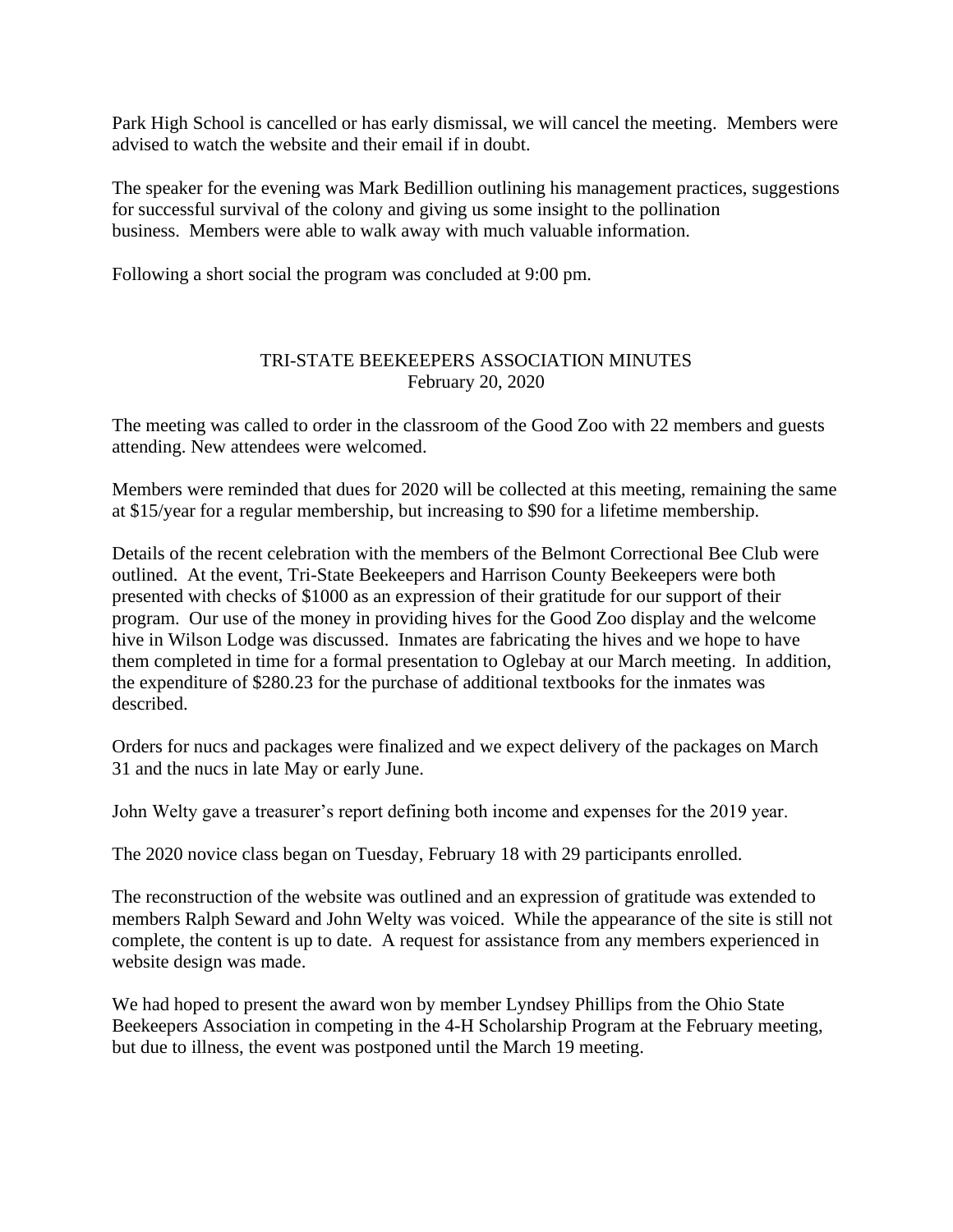Park High School is cancelled or has early dismissal, we will cancel the meeting. Members were advised to watch the website and their email if in doubt.

The speaker for the evening was Mark Bedillion outlining his management practices, suggestions for successful survival of the colony and giving us some insight to the pollination business. Members were able to walk away with much valuable information.

Following a short social the program was concluded at 9:00 pm.

## TRI-STATE BEEKEEPERS ASSOCIATION MINUTES
February 20, 2020

The meeting was called to order in the classroom of the Good Zoo with 22 members and guests attending. New attendees were welcomed.

Members were reminded that dues for 2020 will be collected at this meeting, remaining the same at $15/year for a regular membership, but increasing to $90 for a lifetime membership.

Details of the recent celebration with the members of the Belmont Correctional Bee Club were outlined. At the event, Tri-State Beekeepers and Harrison County Beekeepers were both presented with checks of $1000 as an expression of their gratitude for our support of their program. Our use of the money in providing hives for the Good Zoo display and the welcome hive in Wilson Lodge was discussed. Inmates are fabricating the hives and we hope to have them completed in time for a formal presentation to Oglebay at our March meeting. In addition, the expenditure of $280.23 for the purchase of additional textbooks for the inmates was described.

Orders for nucs and packages were finalized and we expect delivery of the packages on March 31 and the nucs in late May or early June.

John Welty gave a treasurer's report defining both income and expenses for the 2019 year.

The 2020 novice class began on Tuesday, February 18 with 29 participants enrolled.

The reconstruction of the website was outlined and an expression of gratitude was extended to members Ralph Seward and John Welty was voiced. While the appearance of the site is still not complete, the content is up to date. A request for assistance from any members experienced in website design was made.

We had hoped to present the award won by member Lyndsey Phillips from the Ohio State Beekeepers Association in competing in the 4-H Scholarship Program at the February meeting, but due to illness, the event was postponed until the March 19 meeting.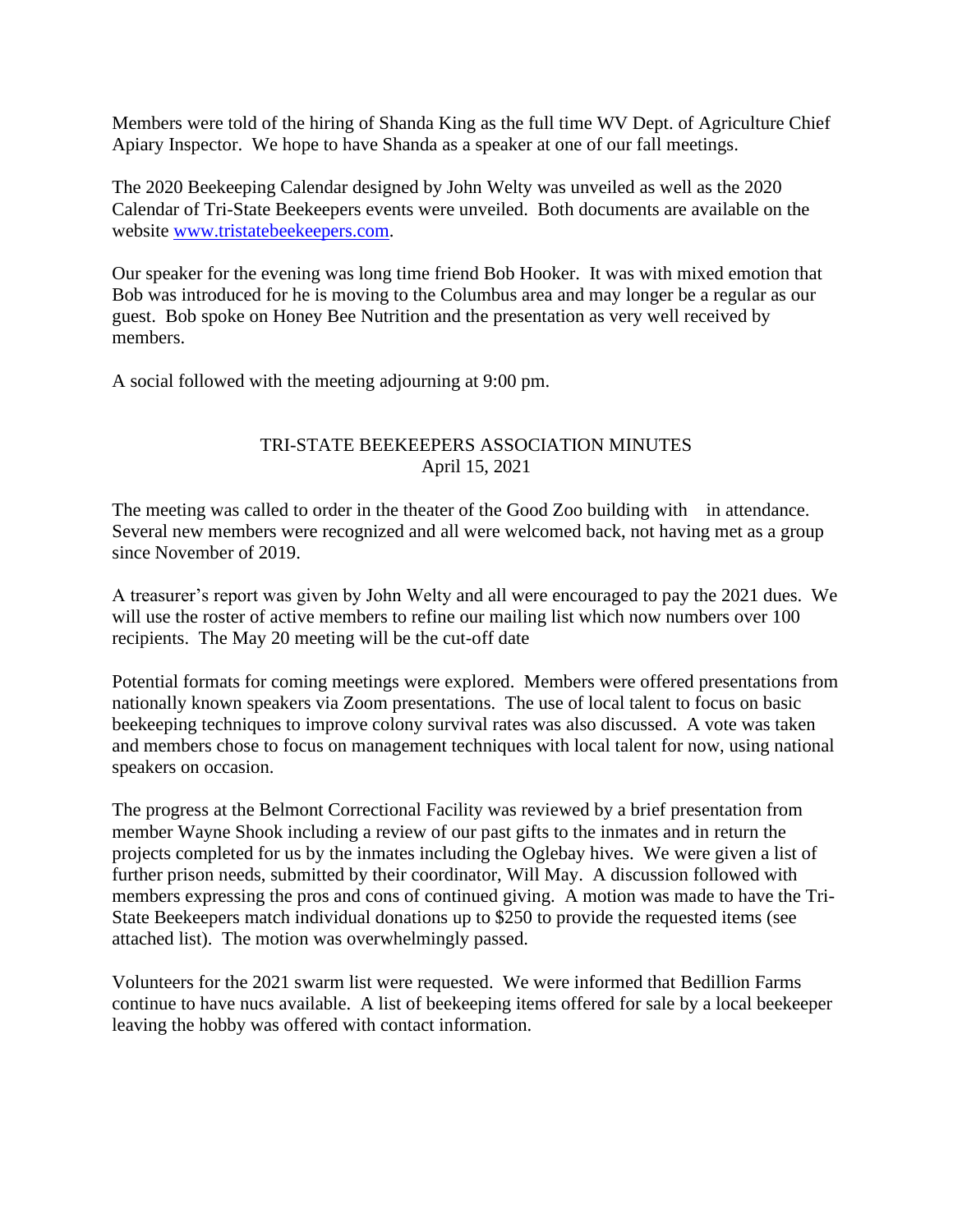Members were told of the hiring of Shanda King as the full time WV Dept. of Agriculture Chief Apiary Inspector. We hope to have Shanda as a speaker at one of our fall meetings.

The 2020 Beekeeping Calendar designed by John Welty was unveiled as well as the 2020 Calendar of Tri-State Beekeepers events were unveiled. Both documents are available on the website [www.tristatebeekeepers.com](http://www.tristatebeekeepers.com).

Our speaker for the evening was long time friend Bob Hooker. It was with mixed emotion that Bob was introduced for he is moving to the Columbus area and may longer be a regular as our guest. Bob spoke on Honey Bee Nutrition and the presentation as very well received by members.

A social followed with the meeting adjourning at 9:00 pm.

## TRI-STATE BEEKEEPERS ASSOCIATION MINUTES
April 15, 2021

The meeting was called to order in the theater of the Good Zoo building with in attendance. Several new members were recognized and all were welcomed back, not having met as a group since November of 2019.

A treasurer's report was given by John Welty and all were encouraged to pay the 2021 dues. We will use the roster of active members to refine our mailing list which now numbers over 100 recipients. The May 20 meeting will be the cut-off date

Potential formats for coming meetings were explored. Members were offered presentations from nationally known speakers via Zoom presentations. The use of local talent to focus on basic beekeeping techniques to improve colony survival rates was also discussed. A vote was taken and members chose to focus on management techniques with local talent for now, using national speakers on occasion.

The progress at the Belmont Correctional Facility was reviewed by a brief presentation from member Wayne Shook including a review of our past gifts to the inmates and in return the projects completed for us by the inmates including the Oglebay hives. We were given a list of further prison needs, submitted by their coordinator, Will May. A discussion followed with members expressing the pros and cons of continued giving. A motion was made to have the Tri-State Beekeepers match individual donations up to $250 to provide the requested items (see attached list). The motion was overwhelmingly passed.

Volunteers for the 2021 swarm list were requested. We were informed that Bedillion Farms continue to have nucs available. A list of beekeeping items offered for sale by a local beekeeper leaving the hobby was offered with contact information.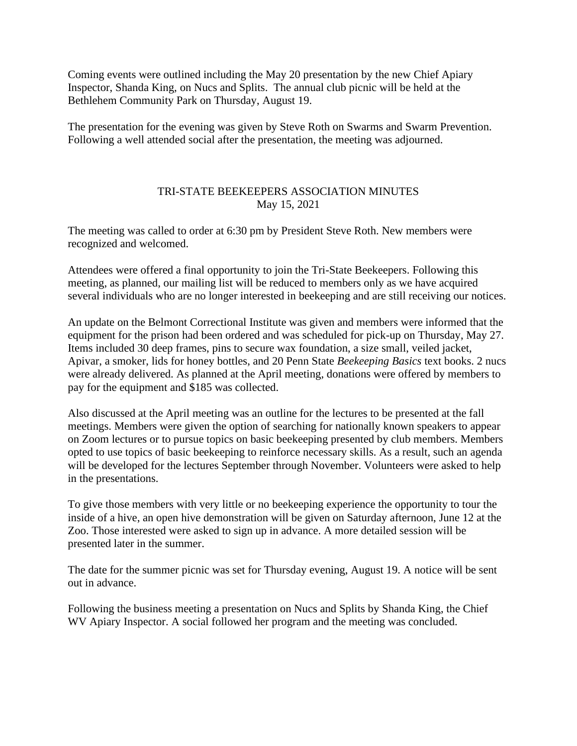Coming events were outlined including the May 20 presentation by the new Chief Apiary Inspector, Shanda King, on Nucs and Splits. The annual club picnic will be held at the Bethlehem Community Park on Thursday, August 19.

The presentation for the evening was given by Steve Roth on Swarms and Swarm Prevention. Following a well attended social after the presentation, the meeting was adjourned.

## TRI-STATE BEEKEEPERS ASSOCIATION MINUTES
May 15, 2021

The meeting was called to order at 6:30 pm by President Steve Roth. New members were recognized and welcomed.

Attendees were offered a final opportunity to join the Tri-State Beekeepers. Following this meeting, as planned, our mailing list will be reduced to members only as we have acquired several individuals who are no longer interested in beekeeping and are still receiving our notices.

An update on the Belmont Correctional Institute was given and members were informed that the equipment for the prison had been ordered and was scheduled for pick-up on Thursday, May 27. Items included 30 deep frames, pins to secure wax foundation, a size small, veiled jacket, Apivar, a smoker, lids for honey bottles, and 20 Penn State *Beekeeping Basics* text books. 2 nucs were already delivered. As planned at the April meeting, donations were offered by members to pay for the equipment and $185 was collected.

Also discussed at the April meeting was an outline for the lectures to be presented at the fall meetings. Members were given the option of searching for nationally known speakers to appear on Zoom lectures or to pursue topics on basic beekeeping presented by club members. Members opted to use topics of basic beekeeping to reinforce necessary skills. As a result, such an agenda will be developed for the lectures September through November. Volunteers were asked to help in the presentations.

To give those members with very little or no beekeeping experience the opportunity to tour the inside of a hive, an open hive demonstration will be given on Saturday afternoon, June 12 at the Zoo. Those interested were asked to sign up in advance. A more detailed session will be presented later in the summer.

The date for the summer picnic was set for Thursday evening, August 19. A notice will be sent out in advance.

Following the business meeting a presentation on Nucs and Splits by Shanda King, the Chief WV Apiary Inspector. A social followed her program and the meeting was concluded.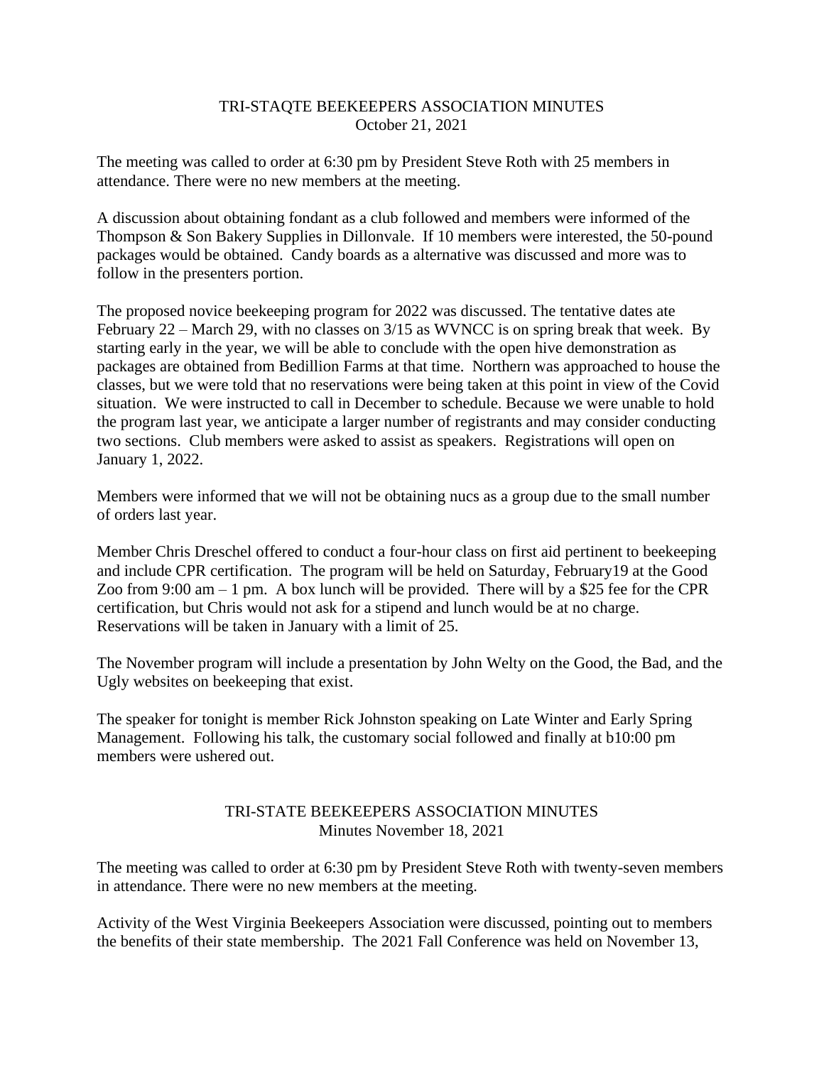TRI-STAQTE BEEKEEPERS ASSOCIATION MINUTES
October 21, 2021

The meeting was called to order at 6:30 pm by President Steve Roth with 25 members in attendance. There were no new members at the meeting.

A discussion about obtaining fondant as a club followed and members were informed of the Thompson & Son Bakery Supplies in Dillonvale. If 10 members were interested, the 50-pound packages would be obtained. Candy boards as a alternative was discussed and more was to follow in the presenters portion.

The proposed novice beekeeping program for 2022 was discussed. The tentative dates ate February 22 – March 29, with no classes on 3/15 as WVNCC is on spring break that week. By starting early in the year, we will be able to conclude with the open hive demonstration as packages are obtained from Bedillion Farms at that time. Northern was approached to house the classes, but we were told that no reservations were being taken at this point in view of the Covid situation. We were instructed to call in December to schedule. Because we were unable to hold the program last year, we anticipate a larger number of registrants and may consider conducting two sections. Club members were asked to assist as speakers. Registrations will open on January 1, 2022.

Members were informed that we will not be obtaining nucs as a group due to the small number of orders last year.

Member Chris Dreschel offered to conduct a four-hour class on first aid pertinent to beekeeping and include CPR certification. The program will be held on Saturday, February19 at the Good Zoo from 9:00 am – 1 pm. A box lunch will be provided. There will by a $25 fee for the CPR certification, but Chris would not ask for a stipend and lunch would be at no charge. Reservations will be taken in January with a limit of 25.

The November program will include a presentation by John Welty on the Good, the Bad, and the Ugly websites on beekeeping that exist.

The speaker for tonight is member Rick Johnston speaking on Late Winter and Early Spring Management. Following his talk, the customary social followed and finally at b10:00 pm members were ushered out.

TRI-STATE BEEKEEPERS ASSOCIATION MINUTES
Minutes November 18, 2021

The meeting was called to order at 6:30 pm by President Steve Roth with twenty-seven members in attendance. There were no new members at the meeting.

Activity of the West Virginia Beekeepers Association were discussed, pointing out to members the benefits of their state membership. The 2021 Fall Conference was held on November 13,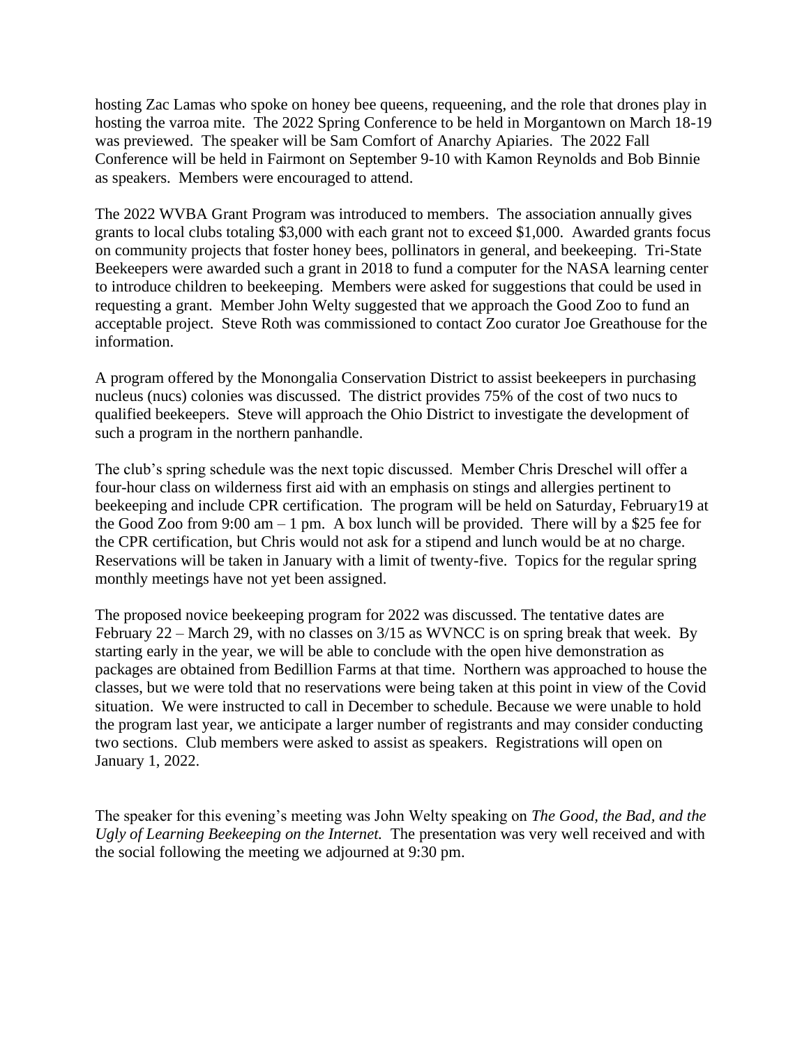hosting Zac Lamas who spoke on honey bee queens, requeening, and the role that drones play in hosting the varroa mite. The 2022 Spring Conference to be held in Morgantown on March 18-19 was previewed. The speaker will be Sam Comfort of Anarchy Apiaries. The 2022 Fall Conference will be held in Fairmont on September 9-10 with Kamon Reynolds and Bob Binnie as speakers. Members were encouraged to attend.

The 2022 WVBA Grant Program was introduced to members. The association annually gives grants to local clubs totaling $3,000 with each grant not to exceed $1,000. Awarded grants focus on community projects that foster honey bees, pollinators in general, and beekeeping. Tri-State Beekeepers were awarded such a grant in 2018 to fund a computer for the NASA learning center to introduce children to beekeeping. Members were asked for suggestions that could be used in requesting a grant. Member John Welty suggested that we approach the Good Zoo to fund an acceptable project. Steve Roth was commissioned to contact Zoo curator Joe Greathouse for the information.

A program offered by the Monongalia Conservation District to assist beekeepers in purchasing nucleus (nucs) colonies was discussed. The district provides 75% of the cost of two nucs to qualified beekeepers. Steve will approach the Ohio District to investigate the development of such a program in the northern panhandle.

The club's spring schedule was the next topic discussed. Member Chris Dreschel will offer a four-hour class on wilderness first aid with an emphasis on stings and allergies pertinent to beekeeping and include CPR certification. The program will be held on Saturday, February19 at the Good Zoo from 9:00 am – 1 pm. A box lunch will be provided. There will by a $25 fee for the CPR certification, but Chris would not ask for a stipend and lunch would be at no charge. Reservations will be taken in January with a limit of twenty-five. Topics for the regular spring monthly meetings have not yet been assigned.

The proposed novice beekeeping program for 2022 was discussed. The tentative dates are February 22 – March 29, with no classes on 3/15 as WVNCC is on spring break that week. By starting early in the year, we will be able to conclude with the open hive demonstration as packages are obtained from Bedillion Farms at that time. Northern was approached to house the classes, but we were told that no reservations were being taken at this point in view of the Covid situation. We were instructed to call in December to schedule. Because we were unable to hold the program last year, we anticipate a larger number of registrants and may consider conducting two sections. Club members were asked to assist as speakers. Registrations will open on January 1, 2022.

The speaker for this evening's meeting was John Welty speaking on *The Good, the Bad, and the Ugly of Learning Beekeeping on the Internet.* The presentation was very well received and with the social following the meeting we adjourned at 9:30 pm.